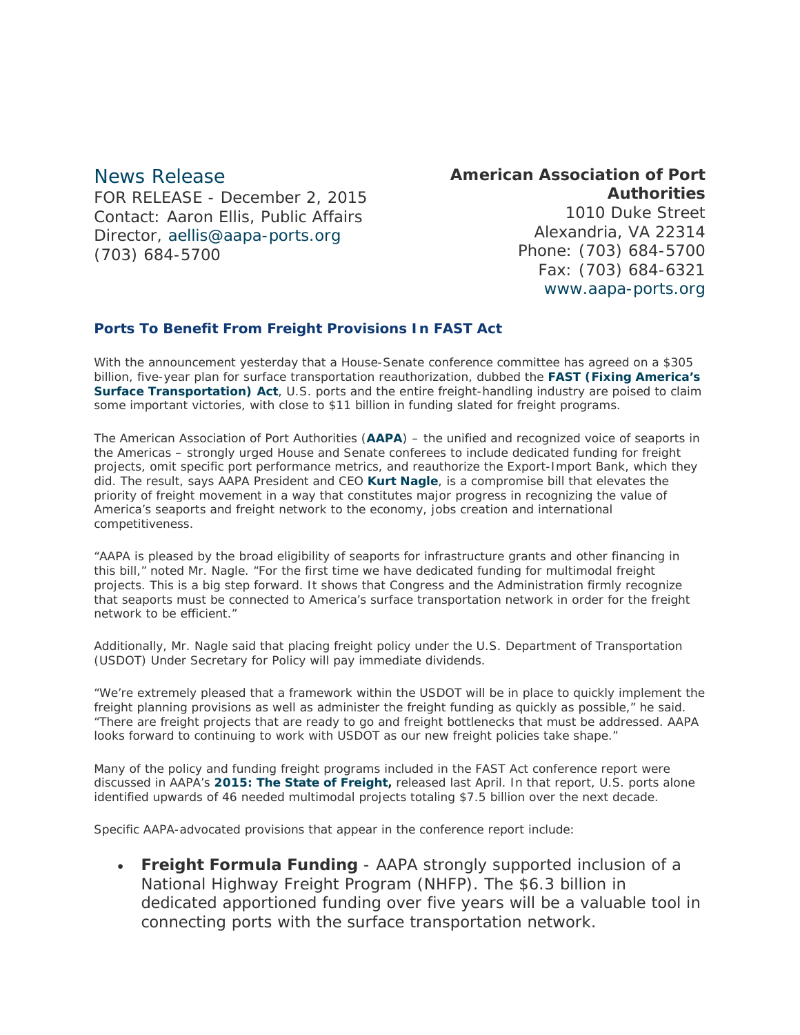News Release

FOR RELEASE - December 2, 2015
Contact: Aaron Ellis, Public Affairs Director, aellis@aapa-ports.org
(703) 684-5700

**American Association of Port Authorities**
1010 Duke Street
Alexandria, VA 22314
Phone: (703) 684-5700
Fax: (703) 684-6321
www.aapa-ports.org

## Ports To Benefit From Freight Provisions In FAST Act

With the announcement yesterday that a House-Senate conference committee has agreed on a $305 billion, five-year plan for surface transportation reauthorization, dubbed the **FAST (Fixing America's Surface Transportation) Act**, U.S. ports and the entire freight-handling industry are poised to claim some important victories, with close to $11 billion in funding slated for freight programs.

The American Association of Port Authorities (**AAPA**) – the unified and recognized voice of seaports in the Americas – strongly urged House and Senate conferees to include dedicated funding for freight projects, omit specific port performance metrics, and reauthorize the Export-Import Bank, which they did. The result, says AAPA President and CEO **Kurt Nagle**, is a compromise bill that elevates the priority of freight movement in a way that constitutes major progress in recognizing the value of America's seaports and freight network to the economy, jobs creation and international competitiveness.

"AAPA is pleased by the broad eligibility of seaports for infrastructure grants and other financing in this bill," noted Mr. Nagle. "For the first time we have dedicated funding for multimodal freight projects. This is a big step forward. It shows that Congress and the Administration firmly recognize that seaports must be connected to America's surface transportation network in order for the freight network to be efficient."

Additionally, Mr. Nagle said that placing freight policy under the U.S. Department of Transportation (USDOT) Under Secretary for Policy will pay immediate dividends.

"We're extremely pleased that a framework within the USDOT will be in place to quickly implement the freight planning provisions as well as administer the freight funding as quickly as possible," he said. "There are freight projects that are ready to go and freight bottlenecks that must be addressed. AAPA looks forward to continuing to work with USDOT as our new freight policies take shape."

Many of the policy and funding freight programs included in the FAST Act conference report were discussed in AAPA's **2015: The State of Freight,** released last April. In that report, U.S. ports alone identified upwards of 46 needed multimodal projects totaling $7.5 billion over the next decade.

Specific AAPA-advocated provisions that appear in the conference report include:

- **Freight Formula Funding** - AAPA strongly supported inclusion of a National Highway Freight Program (NHFP). The $6.3 billion in dedicated apportioned funding over five years will be a valuable tool in connecting ports with the surface transportation network.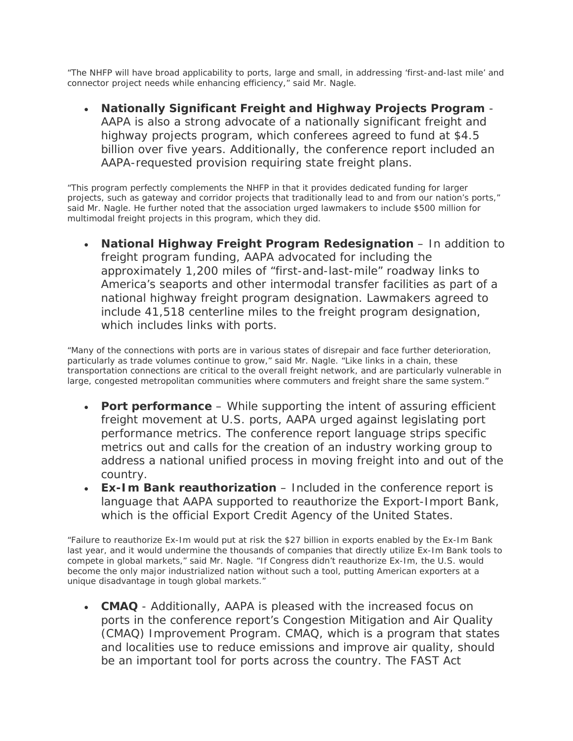"The NHFP will have broad applicability to ports, large and small, in addressing 'first-and-last mile' and connector project needs while enhancing efficiency," said Mr. Nagle.

- **Nationally Significant Freight and Highway Projects Program** - AAPA is also a strong advocate of a nationally significant freight and highway projects program, which conferees agreed to fund at $4.5 billion over five years. Additionally, the conference report included an AAPA-requested provision requiring state freight plans.

"This program perfectly complements the NHFP in that it provides dedicated funding for larger projects, such as gateway and corridor projects that traditionally lead to and from our nation's ports," said Mr. Nagle. He further noted that the association urged lawmakers to include $500 million for multimodal freight projects in this program, which they did.

- **National Highway Freight Program Redesignation** – In addition to freight program funding, AAPA advocated for including the approximately 1,200 miles of "first-and-last-mile" roadway links to America's seaports and other intermodal transfer facilities as part of a national highway freight program designation. Lawmakers agreed to include 41,518 centerline miles to the freight program designation, which includes links with ports.

"Many of the connections with ports are in various states of disrepair and face further deterioration, particularly as trade volumes continue to grow," said Mr. Nagle. "Like links in a chain, these transportation connections are critical to the overall freight network, and are particularly vulnerable in large, congested metropolitan communities where commuters and freight share the same system."

- **Port performance** – While supporting the intent of assuring efficient freight movement at U.S. ports, AAPA urged against legislating port performance metrics. The conference report language strips specific metrics out and calls for the creation of an industry working group to address a national unified process in moving freight into and out of the country.
- **Ex-Im Bank reauthorization** – Included in the conference report is language that AAPA supported to reauthorize the Export-Import Bank, which is the official Export Credit Agency of the United States.

"Failure to reauthorize Ex-Im would put at risk the $27 billion in exports enabled by the Ex-Im Bank last year, and it would undermine the thousands of companies that directly utilize Ex-Im Bank tools to compete in global markets," said Mr. Nagle. "If Congress didn't reauthorize Ex-Im, the U.S. would become the only major industrialized nation without such a tool, putting American exporters at a unique disadvantage in tough global markets."

- **CMAQ** - Additionally, AAPA is pleased with the increased focus on ports in the conference report's Congestion Mitigation and Air Quality (CMAQ) Improvement Program. CMAQ, which is a program that states and localities use to reduce emissions and improve air quality, should be an important tool for ports across the country. The FAST Act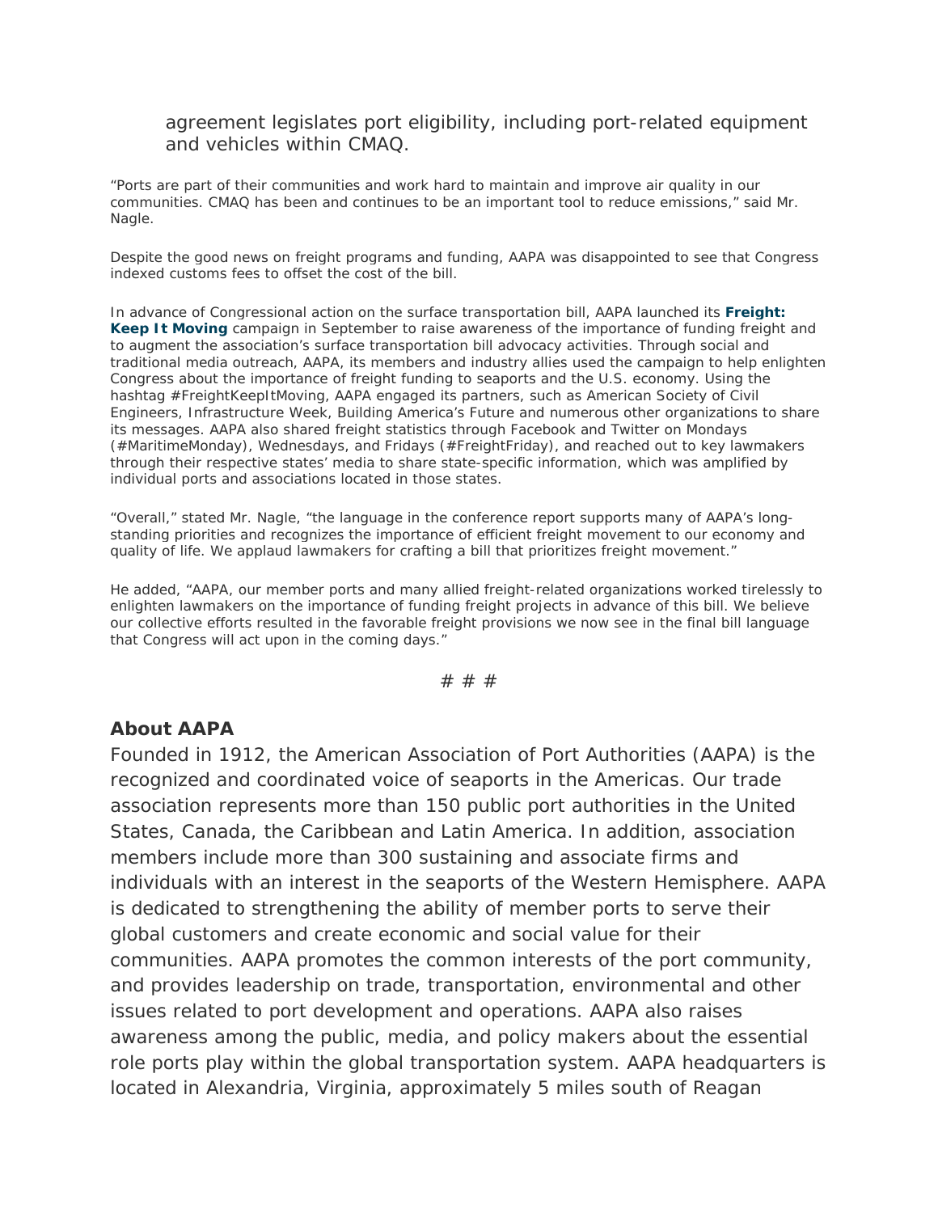agreement legislates port eligibility, including port-related equipment and vehicles within CMAQ.

"Ports are part of their communities and work hard to maintain and improve air quality in our communities. CMAQ has been and continues to be an important tool to reduce emissions," said Mr. Nagle.

Despite the good news on freight programs and funding, AAPA was disappointed to see that Congress indexed customs fees to offset the cost of the bill.

In advance of Congressional action on the surface transportation bill, AAPA launched its **Freight: Keep It Moving** campaign in September to raise awareness of the importance of funding freight and to augment the association's surface transportation bill advocacy activities. Through social and traditional media outreach, AAPA, its members and industry allies used the campaign to help enlighten Congress about the importance of freight funding to seaports and the U.S. economy. Using the hashtag #FreightKeepItMoving, AAPA engaged its partners, such as American Society of Civil Engineers, Infrastructure Week, Building America's Future and numerous other organizations to share its messages. AAPA also shared freight statistics through Facebook and Twitter on Mondays (#MaritimeMonday), Wednesdays, and Fridays (#FreightFriday), and reached out to key lawmakers through their respective states' media to share state-specific information, which was amplified by individual ports and associations located in those states.

"Overall," stated Mr. Nagle, "the language in the conference report supports many of AAPA's long-standing priorities and recognizes the importance of efficient freight movement to our economy and quality of life. We applaud lawmakers for crafting a bill that prioritizes freight movement."

He added, "AAPA, our member ports and many allied freight-related organizations worked tirelessly to enlighten lawmakers on the importance of funding freight projects in advance of this bill. We believe our collective efforts resulted in the favorable freight provisions we now see in the final bill language that Congress will act upon in the coming days."

# # #

**About AAPA**

Founded in 1912, the American Association of Port Authorities (AAPA) is the recognized and coordinated voice of seaports in the Americas. Our trade association represents more than 150 public port authorities in the United States, Canada, the Caribbean and Latin America. In addition, association members include more than 300 sustaining and associate firms and individuals with an interest in the seaports of the Western Hemisphere. AAPA is dedicated to strengthening the ability of member ports to serve their global customers and create economic and social value for their communities. AAPA promotes the common interests of the port community, and provides leadership on trade, transportation, environmental and other issues related to port development and operations. AAPA also raises awareness among the public, media, and policy makers about the essential role ports play within the global transportation system. AAPA headquarters is located in Alexandria, Virginia, approximately 5 miles south of Reagan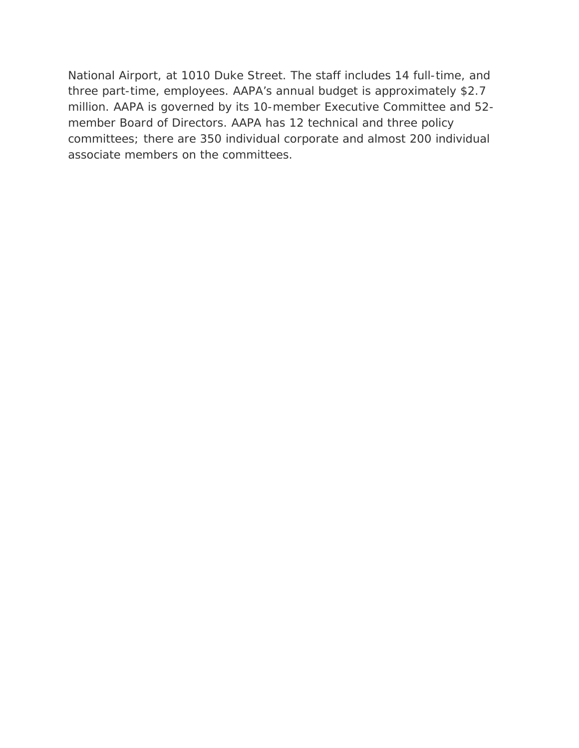National Airport, at 1010 Duke Street. The staff includes 14 full-time, and three part-time, employees. AAPA's annual budget is approximately $2.7 million. AAPA is governed by its 10-member Executive Committee and 52-member Board of Directors. AAPA has 12 technical and three policy committees; there are 350 individual corporate and almost 200 individual associate members on the committees.